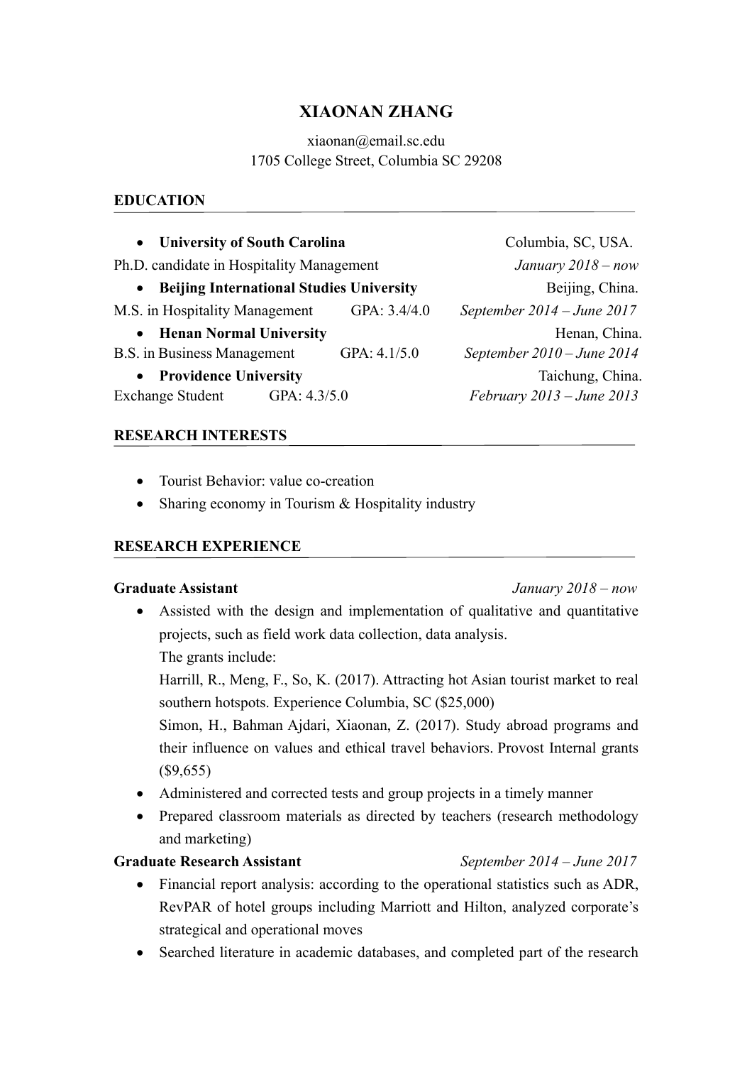# XIAONAN ZHANG

xiaonan@email.sc.edu
1705 College Street, Columbia SC 29208

## EDUCATION

- **University of South Carolina** Columbia, SC, USA.

Ph.D. candidate in Hospitality Management *January 2018 – now*

- **Beijing International Studies University** Beijing, China.

M.S. in Hospitality Management GPA: 3.4/4.0 *September 2014 – June 2017*

- **Henan Normal University** Henan, China.

B.S. in Business Management GPA: 4.1/5.0 *September 2010 – June 2014*

- **Providence University** Taichung, China.

Exchange Student GPA: 4.3/5.0 *February 2013 – June 2013*

## RESEARCH INTERESTS

- Tourist Behavior: value co-creation
- Sharing economy in Tourism & Hospitality industry

## RESEARCH EXPERIENCE

**Graduate Assistant** *January 2018 – now*

- Assisted with the design and implementation of qualitative and quantitative projects, such as field work data collection, data analysis.
  The grants include:
  Harrill, R., Meng, F., So, K. (2017). Attracting hot Asian tourist market to real southern hotspots. Experience Columbia, SC ($25,000)
  Simon, H., Bahman Ajdari, Xiaonan, Z. (2017). Study abroad programs and their influence on values and ethical travel behaviors. Provost Internal grants ($9,655)
- Administered and corrected tests and group projects in a timely manner
- Prepared classroom materials as directed by teachers (research methodology and marketing)

**Graduate Research Assistant** *September 2014 – June 2017*

- Financial report analysis: according to the operational statistics such as ADR, RevPAR of hotel groups including Marriott and Hilton, analyzed corporate's strategical and operational moves
- Searched literature in academic databases, and completed part of the research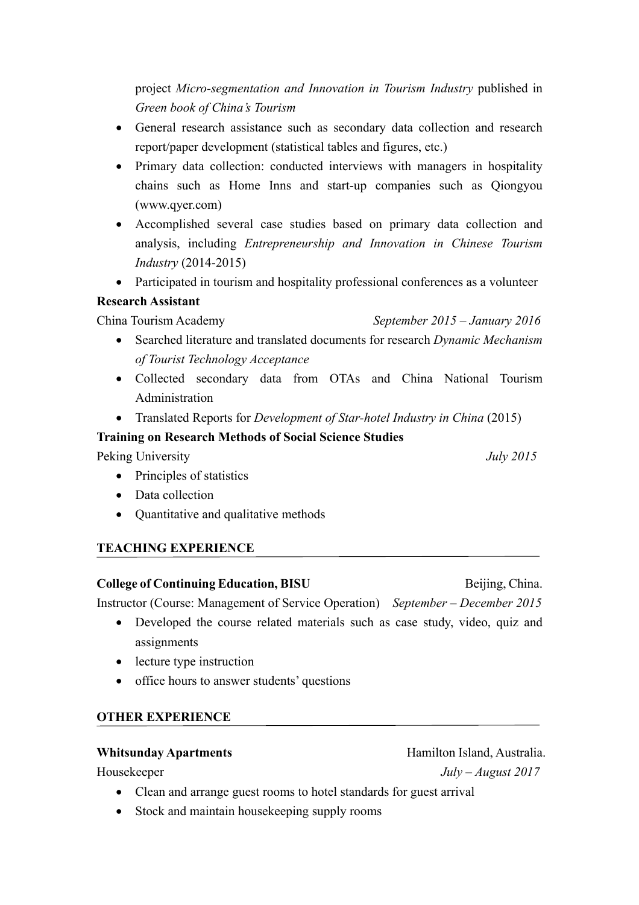project *Micro-segmentation and Innovation in Tourism Industry* published in *Green book of China's Tourism*

- General research assistance such as secondary data collection and research report/paper development (statistical tables and figures, etc.)
- Primary data collection: conducted interviews with managers in hospitality chains such as Home Inns and start-up companies such as Qiongyou (www.qyer.com)
- Accomplished several case studies based on primary data collection and analysis, including *Entrepreneurship and Innovation in Chinese Tourism Industry* (2014-2015)
- Participated in tourism and hospitality professional conferences as a volunteer

**Research Assistant**

China Tourism Academy *September 2015 – January 2016*

- Searched literature and translated documents for research *Dynamic Mechanism of Tourist Technology Acceptance*
- Collected secondary data from OTAs and China National Tourism Administration
- Translated Reports for *Development of Star-hotel Industry in China* (2015)

**Training on Research Methods of Social Science Studies**

Peking University *July 2015*

- Principles of statistics
- Data collection
- Quantitative and qualitative methods

## TEACHING EXPERIENCE

**College of Continuing Education, BISU** Beijing, China.

Instructor (Course: Management of Service Operation) *September – December 2015*

- Developed the course related materials such as case study, video, quiz and assignments
- lecture type instruction
- office hours to answer students' questions

## OTHER EXPERIENCE

**Whitsunday Apartments** Hamilton Island, Australia.

Housekeeper *July – August 2017*

- Clean and arrange guest rooms to hotel standards for guest arrival
- Stock and maintain housekeeping supply rooms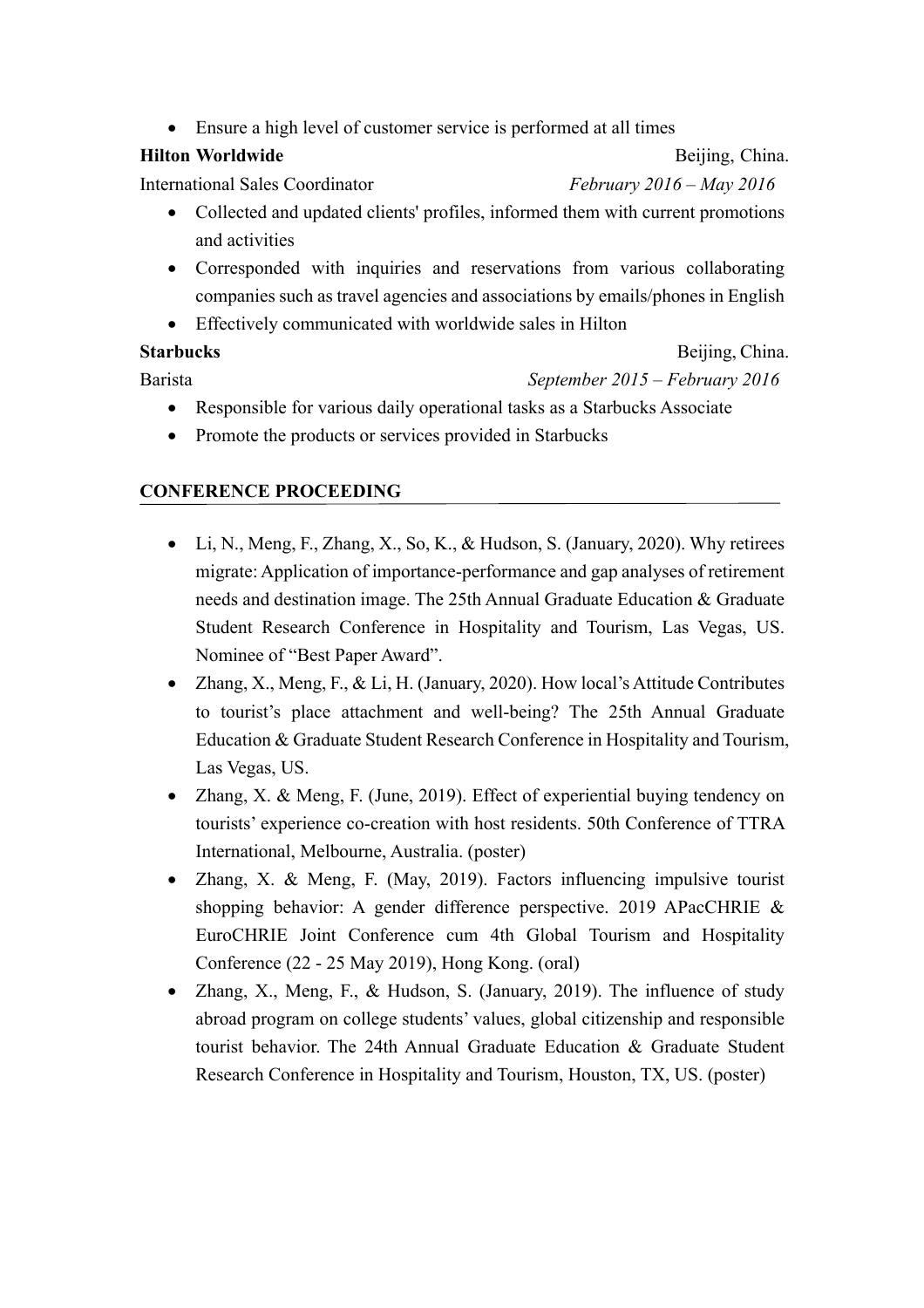- Ensure a high level of customer service is performed at all times

**Hilton Worldwide** Beijing, China.

International Sales Coordinator *February 2016 – May 2016*

- Collected and updated clients' profiles, informed them with current promotions and activities
- Corresponded with inquiries and reservations from various collaborating companies such as travel agencies and associations by emails/phones in English
- Effectively communicated with worldwide sales in Hilton

**Starbucks** Beijing, China.

Barista *September 2015 – February 2016*

- Responsible for various daily operational tasks as a Starbucks Associate
- Promote the products or services provided in Starbucks

## CONFERENCE PROCEEDING

- Li, N., Meng, F., Zhang, X., So, K., & Hudson, S. (January, 2020). Why retirees migrate: Application of importance-performance and gap analyses of retirement needs and destination image. The 25th Annual Graduate Education & Graduate Student Research Conference in Hospitality and Tourism, Las Vegas, US. Nominee of "Best Paper Award".
- Zhang, X., Meng, F., & Li, H. (January, 2020). How local's Attitude Contributes to tourist's place attachment and well-being? The 25th Annual Graduate Education & Graduate Student Research Conference in Hospitality and Tourism, Las Vegas, US.
- Zhang, X. & Meng, F. (June, 2019). Effect of experiential buying tendency on tourists' experience co-creation with host residents. 50th Conference of TTRA International, Melbourne, Australia. (poster)
- Zhang, X. & Meng, F. (May, 2019). Factors influencing impulsive tourist shopping behavior: A gender difference perspective. 2019 APacCHRIE & EuroCHRIE Joint Conference cum 4th Global Tourism and Hospitality Conference (22 - 25 May 2019), Hong Kong. (oral)
- Zhang, X., Meng, F., & Hudson, S. (January, 2019). The influence of study abroad program on college students' values, global citizenship and responsible tourist behavior. The 24th Annual Graduate Education & Graduate Student Research Conference in Hospitality and Tourism, Houston, TX, US. (poster)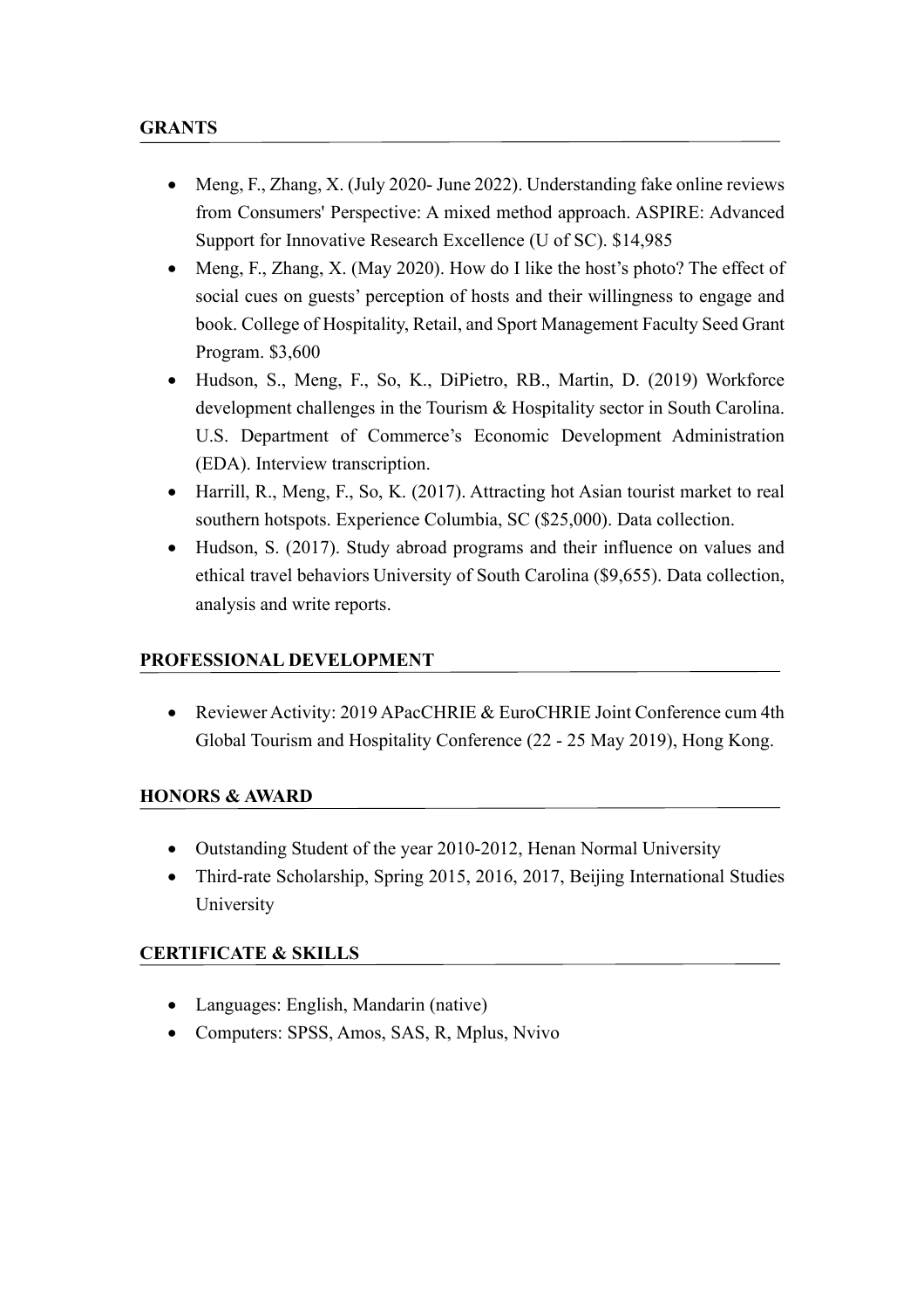## GRANTS

- Meng, F., Zhang, X. (July 2020- June 2022). Understanding fake online reviews from Consumers' Perspective: A mixed method approach. ASPIRE: Advanced Support for Innovative Research Excellence (U of SC). $14,985
- Meng, F., Zhang, X. (May 2020). How do I like the host's photo? The effect of social cues on guests' perception of hosts and their willingness to engage and book. College of Hospitality, Retail, and Sport Management Faculty Seed Grant Program. $3,600
- Hudson, S., Meng, F., So, K., DiPietro, RB., Martin, D. (2019) Workforce development challenges in the Tourism & Hospitality sector in South Carolina. U.S. Department of Commerce's Economic Development Administration (EDA). Interview transcription.
- Harrill, R., Meng, F., So, K. (2017). Attracting hot Asian tourist market to real southern hotspots. Experience Columbia, SC ($25,000). Data collection.
- Hudson, S. (2017). Study abroad programs and their influence on values and ethical travel behaviors University of South Carolina ($9,655). Data collection, analysis and write reports.

## PROFESSIONAL DEVELOPMENT

- Reviewer Activity: 2019 APacCHRIE & EuroCHRIE Joint Conference cum 4th Global Tourism and Hospitality Conference (22 - 25 May 2019), Hong Kong.

## HONORS & AWARD

- Outstanding Student of the year 2010-2012, Henan Normal University
- Third-rate Scholarship, Spring 2015, 2016, 2017, Beijing International Studies University

## CERTIFICATE & SKILLS

- Languages: English, Mandarin (native)
- Computers: SPSS, Amos, SAS, R, Mplus, Nvivo